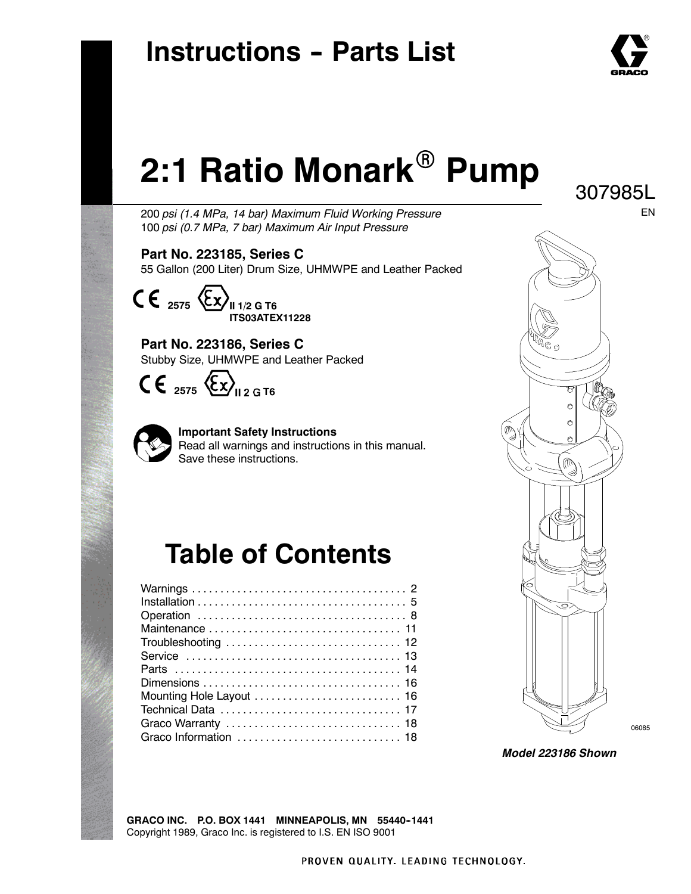# Instructions - Parts List

# 2:1 Ratio Monark® Pump

307985L

EN

*200 psi (1.4 MPa, 14 bar) Maximum Fluid Working Pressure*
*100 psi (0.7 MPa, 7 bar) Maximum Air Input Pressure*

**Part No. 223185, Series C**
55 Gallon (200 Liter) Drum Size, UHMWPE and Leather Packed

CE 2575 Ex II 1/2 G T6
**ITS03ATEX11228**

**Part No. 223186, Series C**
Stubby Size, UHMWPE and Leather Packed

CE 2575 Ex II 2 G T6

**Important Safety Instructions**
Read all warnings and instructions in this manual.
Save these instructions.

06085

***Model 223186 Shown***

## Table of Contents

| Section | Page |
|---|---|
| Warnings | 2 |
| Installation | 5 |
| Operation | 8 |
| Maintenance | 11 |
| Troubleshooting | 12 |
| Service | 13 |
| Parts | 14 |
| Dimensions | 16 |
| Mounting Hole Layout | 16 |
| Technical Data | 17 |
| Graco Warranty | 18 |
| Graco Information | 18 |

**GRACO INC. P.O. BOX 1441 MINNEAPOLIS, MN 55440-1441**
Copyright 1989, Graco Inc. is registered to I.S. EN ISO 9001

PROVEN QUALITY. LEADING TECHNOLOGY.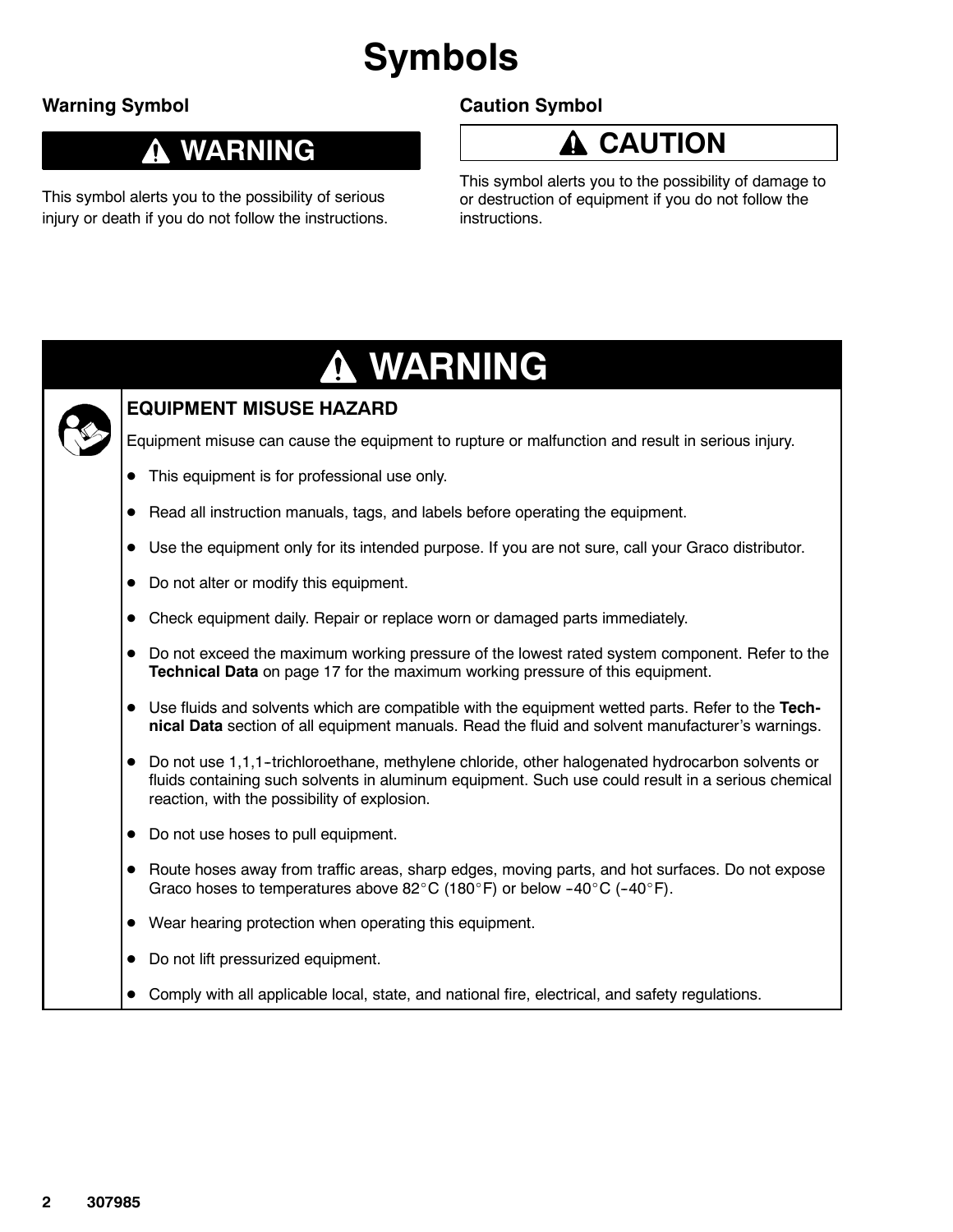# Symbols

### Warning Symbol

**⚠ WARNING**

This symbol alerts you to the possibility of serious injury or death if you do not follow the instructions.

### Caution Symbol

**⚠ CAUTION**

This symbol alerts you to the possibility of damage to or destruction of equipment if you do not follow the instructions.

## ⚠ WARNING

### EQUIPMENT MISUSE HAZARD

Equipment misuse can cause the equipment to rupture or malfunction and result in serious injury.

- This equipment is for professional use only.
- Read all instruction manuals, tags, and labels before operating the equipment.
- Use the equipment only for its intended purpose. If you are not sure, call your Graco distributor.
- Do not alter or modify this equipment.
- Check equipment daily. Repair or replace worn or damaged parts immediately.
- Do not exceed the maximum working pressure of the lowest rated system component. Refer to the **Technical Data** on page 17 for the maximum working pressure of this equipment.
- Use fluids and solvents which are compatible with the equipment wetted parts. Refer to the **Technical Data** section of all equipment manuals. Read the fluid and solvent manufacturer's warnings.
- Do not use 1,1,1-trichloroethane, methylene chloride, other halogenated hydrocarbon solvents or fluids containing such solvents in aluminum equipment. Such use could result in a serious chemical reaction, with the possibility of explosion.
- Do not use hoses to pull equipment.
- Route hoses away from traffic areas, sharp edges, moving parts, and hot surfaces. Do not expose Graco hoses to temperatures above 82°C (180°F) or below -40°C (-40°F).
- Wear hearing protection when operating this equipment.
- Do not lift pressurized equipment.
- Comply with all applicable local, state, and national fire, electrical, and safety regulations.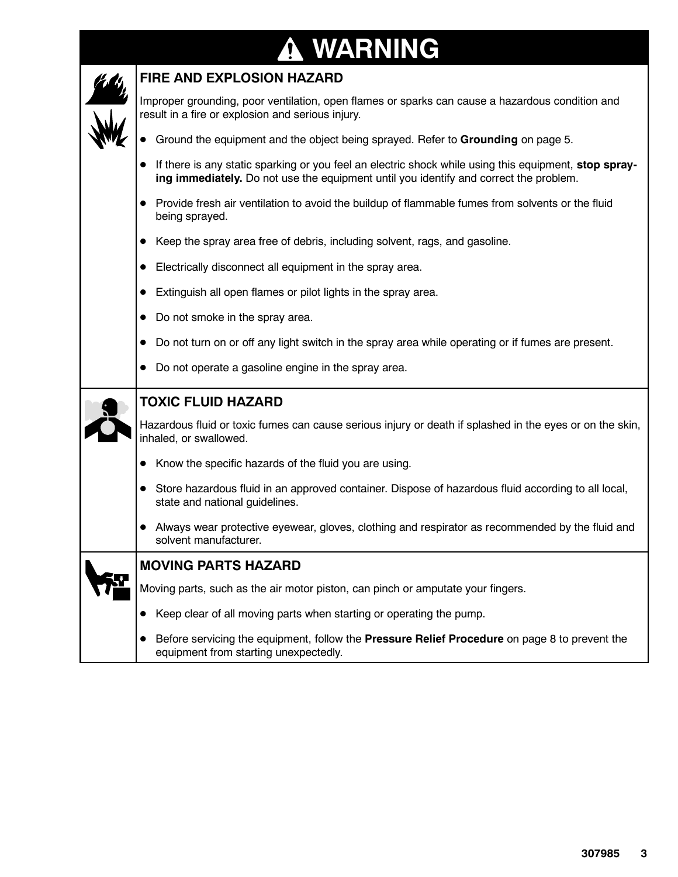# ⚠ WARNING

## FIRE AND EXPLOSION HAZARD

Improper grounding, poor ventilation, open flames or sparks can cause a hazardous condition and result in a fire or explosion and serious injury.

- Ground the equipment and the object being sprayed. Refer to **Grounding** on page 5.
- If there is any static sparking or you feel an electric shock while using this equipment, **stop spraying immediately.** Do not use the equipment until you identify and correct the problem.
- Provide fresh air ventilation to avoid the buildup of flammable fumes from solvents or the fluid being sprayed.
- Keep the spray area free of debris, including solvent, rags, and gasoline.
- Electrically disconnect all equipment in the spray area.
- Extinguish all open flames or pilot lights in the spray area.
- Do not smoke in the spray area.
- Do not turn on or off any light switch in the spray area while operating or if fumes are present.
- Do not operate a gasoline engine in the spray area.

## TOXIC FLUID HAZARD

Hazardous fluid or toxic fumes can cause serious injury or death if splashed in the eyes or on the skin, inhaled, or swallowed.

- Know the specific hazards of the fluid you are using.
- Store hazardous fluid in an approved container. Dispose of hazardous fluid according to all local, state and national guidelines.
- Always wear protective eyewear, gloves, clothing and respirator as recommended by the fluid and solvent manufacturer.

## MOVING PARTS HAZARD

Moving parts, such as the air motor piston, can pinch or amputate your fingers.

- Keep clear of all moving parts when starting or operating the pump.
- Before servicing the equipment, follow the **Pressure Relief Procedure** on page 8 to prevent the equipment from starting unexpectedly.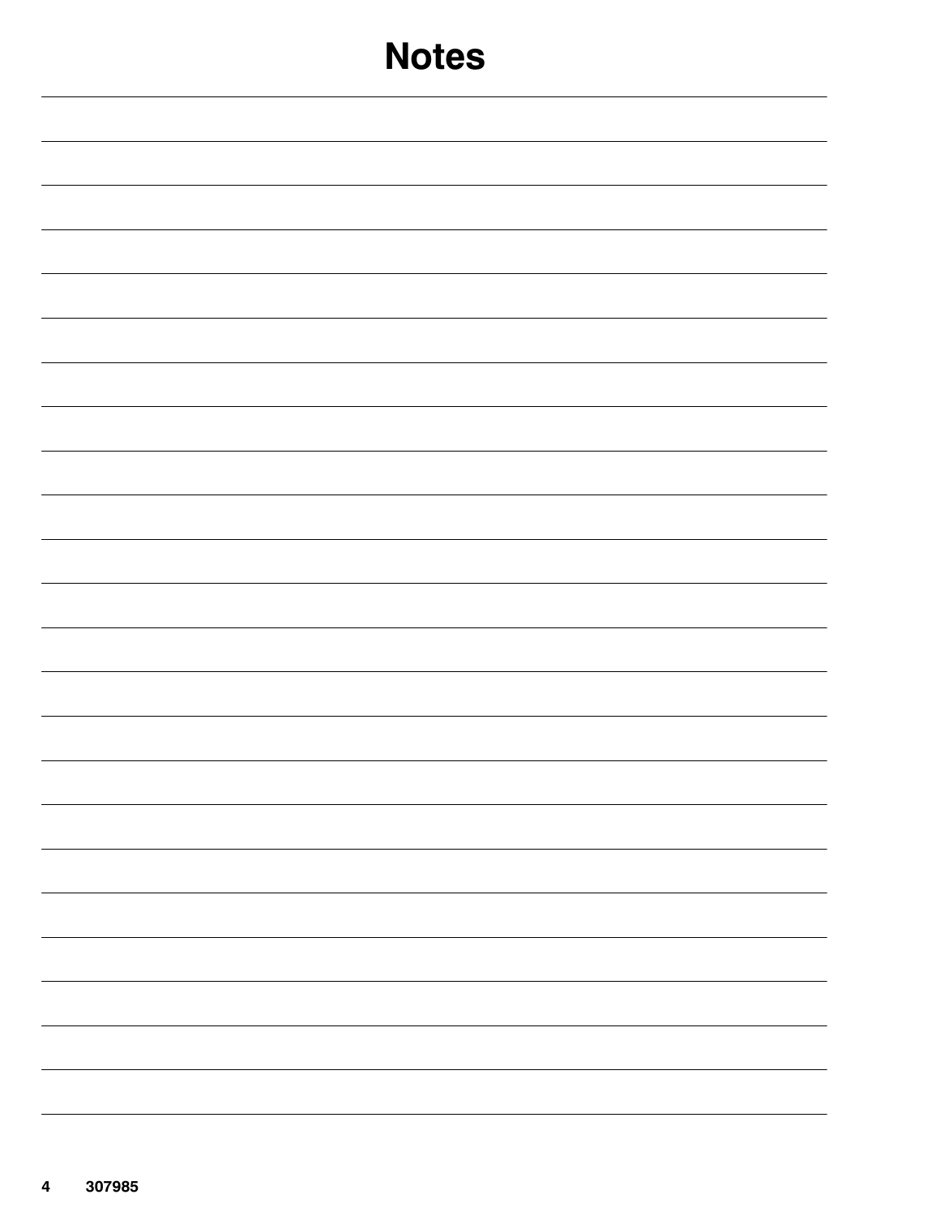# Notes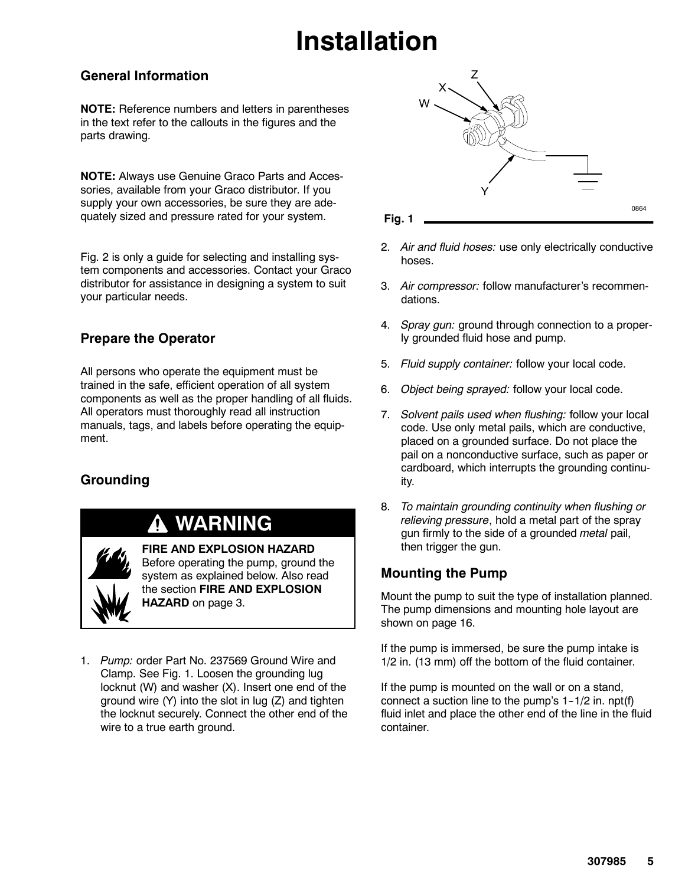# Installation

## General Information

**NOTE:** Reference numbers and letters in parentheses in the text refer to the callouts in the figures and the parts drawing.

**NOTE:** Always use Genuine Graco Parts and Accessories, available from your Graco distributor. If you supply your own accessories, be sure they are adequately sized and pressure rated for your system.

Fig. 2 is only a guide for selecting and installing system components and accessories. Contact your Graco distributor for assistance in designing a system to suit your particular needs.

## Prepare the Operator

All persons who operate the equipment must be trained in the safe, efficient operation of all system components as well as the proper handling of all fluids. All operators must thoroughly read all instruction manuals, tags, and labels before operating the equipment.

## Grounding

**⚠ WARNING**

**FIRE AND EXPLOSION HAZARD**
Before operating the pump, ground the system as explained below. Also read the section **FIRE AND EXPLOSION HAZARD** on page 3.

1. *Pump:* order Part No. 237569 Ground Wire and Clamp. See Fig. 1. Loosen the grounding lug locknut (W) and washer (X). Insert one end of the ground wire (Y) into the slot in lug (Z) and tighten the locknut securely. Connect the other end of the wire to a true earth ground.

**Fig. 1**

2. *Air and fluid hoses:* use only electrically conductive hoses.
3. *Air compressor:* follow manufacturer's recommendations.
4. *Spray gun:* ground through connection to a properly grounded fluid hose and pump.
5. *Fluid supply container:* follow your local code.
6. *Object being sprayed:* follow your local code.
7. *Solvent pails used when flushing:* follow your local code. Use only metal pails, which are conductive, placed on a grounded surface. Do not place the pail on a nonconductive surface, such as paper or cardboard, which interrupts the grounding continuity.
8. *To maintain grounding continuity when flushing or relieving pressure*, hold a metal part of the spray gun firmly to the side of a grounded *metal* pail, then trigger the gun.

## Mounting the Pump

Mount the pump to suit the type of installation planned. The pump dimensions and mounting hole layout are shown on page 16.

If the pump is immersed, be sure the pump intake is 1/2 in. (13 mm) off the bottom of the fluid container.

If the pump is mounted on the wall or on a stand, connect a suction line to the pump's 1-1/2 in. npt(f) fluid inlet and place the other end of the line in the fluid container.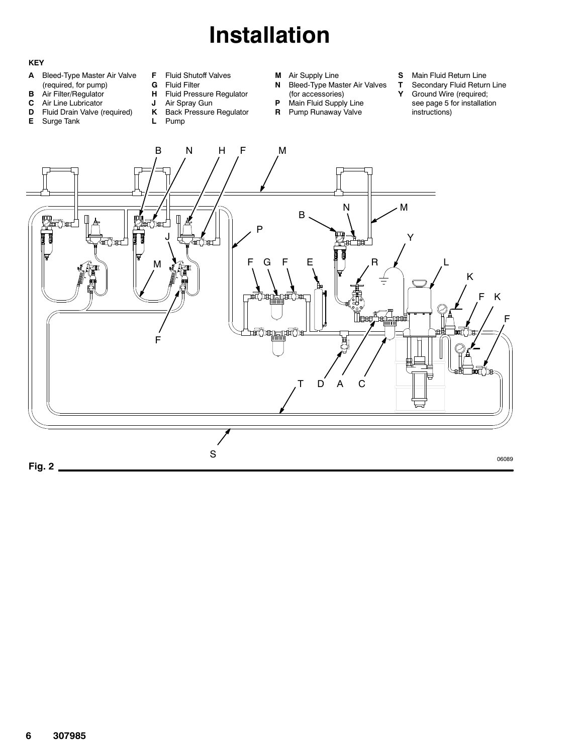# Installation

**KEY**

- **A** Bleed-Type Master Air Valve (required, for pump)
- **B** Air Filter/Regulator
- **C** Air Line Lubricator
- **D** Fluid Drain Valve (required)
- **E** Surge Tank
- **F** Fluid Shutoff Valves
- **G** Fluid Filter
- **H** Fluid Pressure Regulator
- **J** Air Spray Gun
- **K** Back Pressure Regulator
- **L** Pump
- **M** Air Supply Line
- **N** Bleed-Type Master Air Valves (for accessories)
- **P** Main Fluid Supply Line
- **R** Pump Runaway Valve
- **S** Main Fluid Return Line
- **T** Secondary Fluid Return Line
- **Y** Ground Wire (required; see page 5 for installation instructions)

**Fig. 2**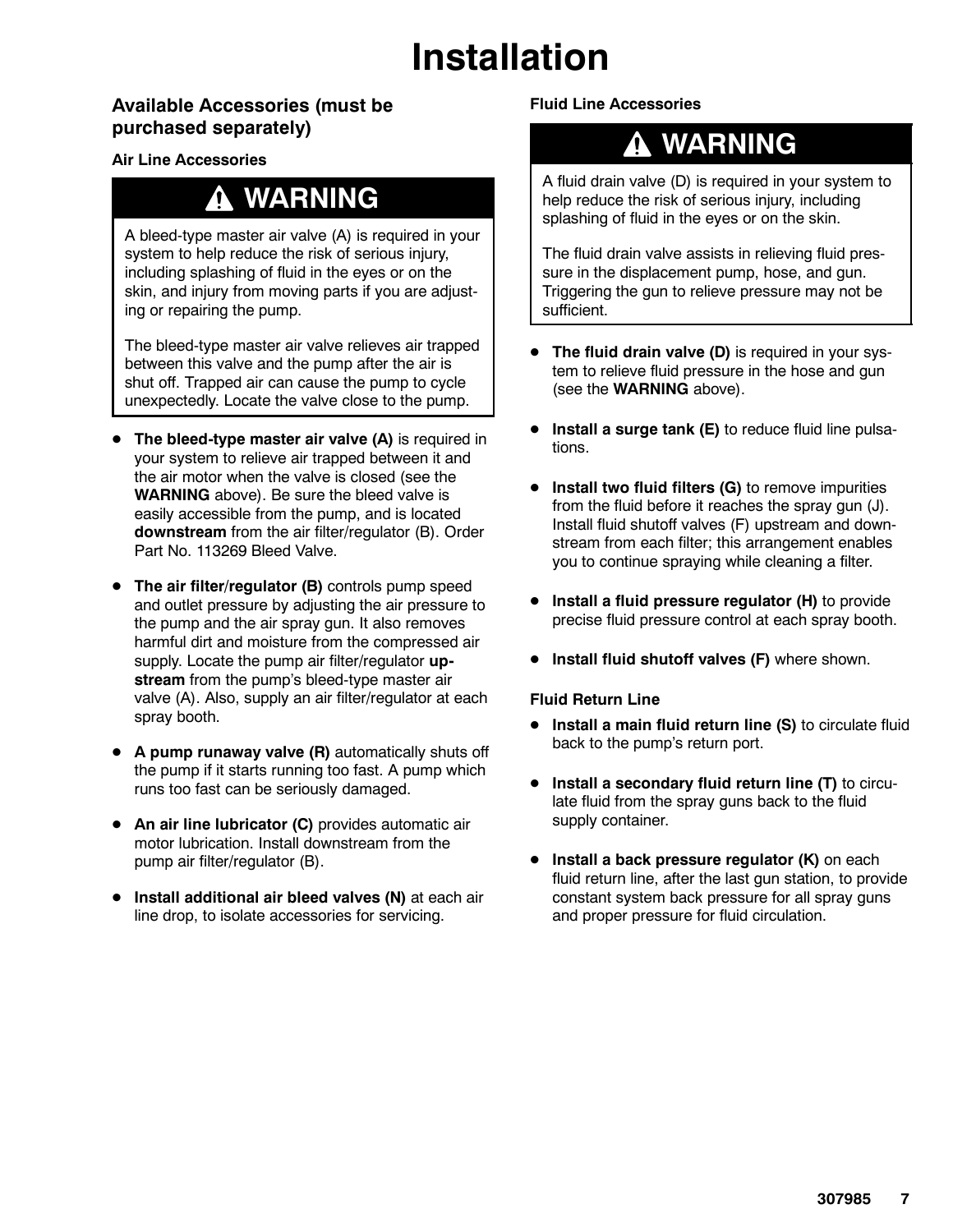# Installation

## Available Accessories (must be purchased separately)

### Air Line Accessories

> **⚠ WARNING**
>
> A bleed-type master air valve (A) is required in your system to help reduce the risk of serious injury, including splashing of fluid in the eyes or on the skin, and injury from moving parts if you are adjusting or repairing the pump.
>
> The bleed-type master air valve relieves air trapped between this valve and the pump after the air is shut off. Trapped air can cause the pump to cycle unexpectedly. Locate the valve close to the pump.

- **The bleed-type master air valve (A)** is required in your system to relieve air trapped between it and the air motor when the valve is closed (see the **WARNING** above). Be sure the bleed valve is easily accessible from the pump, and is located **downstream** from the air filter/regulator (B). Order Part No. 113269 Bleed Valve.
- **The air filter/regulator (B)** controls pump speed and outlet pressure by adjusting the air pressure to the pump and the air spray gun. It also removes harmful dirt and moisture from the compressed air supply. Locate the pump air filter/regulator **upstream** from the pump's bleed-type master air valve (A). Also, supply an air filter/regulator at each spray booth.
- **A pump runaway valve (R)** automatically shuts off the pump if it starts running too fast. A pump which runs too fast can be seriously damaged.
- **An air line lubricator (C)** provides automatic air motor lubrication. Install downstream from the pump air filter/regulator (B).
- **Install additional air bleed valves (N)** at each air line drop, to isolate accessories for servicing.

### Fluid Line Accessories

> **⚠ WARNING**
>
> A fluid drain valve (D) is required in your system to help reduce the risk of serious injury, including splashing of fluid in the eyes or on the skin.
>
> The fluid drain valve assists in relieving fluid pressure in the displacement pump, hose, and gun. Triggering the gun to relieve pressure may not be sufficient.

- **The fluid drain valve (D)** is required in your system to relieve fluid pressure in the hose and gun (see the **WARNING** above).
- **Install a surge tank (E)** to reduce fluid line pulsations.
- **Install two fluid filters (G)** to remove impurities from the fluid before it reaches the spray gun (J). Install fluid shutoff valves (F) upstream and downstream from each filter; this arrangement enables you to continue spraying while cleaning a filter.
- **Install a fluid pressure regulator (H)** to provide precise fluid pressure control at each spray booth.
- **Install fluid shutoff valves (F)** where shown.

### Fluid Return Line

- **Install a main fluid return line (S)** to circulate fluid back to the pump's return port.
- **Install a secondary fluid return line (T)** to circulate fluid from the spray guns back to the fluid supply container.
- **Install a back pressure regulator (K)** on each fluid return line, after the last gun station, to provide constant system back pressure for all spray guns and proper pressure for fluid circulation.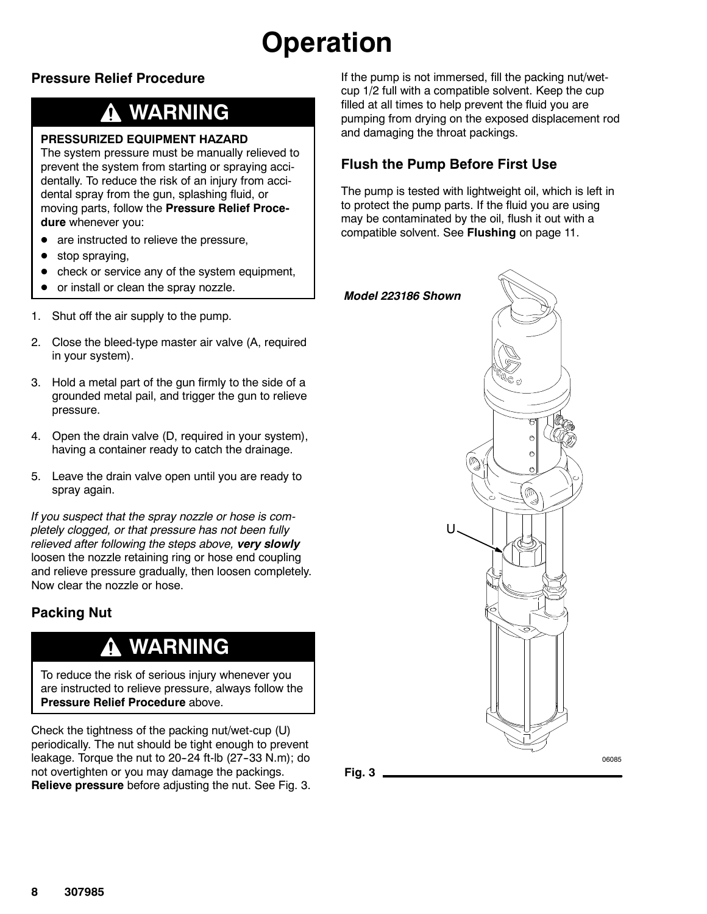# Operation

## Pressure Relief Procedure

> **⚠ WARNING**
>
> **PRESSURIZED EQUIPMENT HAZARD**
> The system pressure must be manually relieved to prevent the system from starting or spraying accidentally. To reduce the risk of an injury from accidental spray from the gun, splashing fluid, or moving parts, follow the **Pressure Relief Procedure** whenever you:
>
> - are instructed to relieve the pressure,
> - stop spraying,
> - check or service any of the system equipment,
> - or install or clean the spray nozzle.

1. Shut off the air supply to the pump.
2. Close the bleed-type master air valve (A, required in your system).
3. Hold a metal part of the gun firmly to the side of a grounded metal pail, and trigger the gun to relieve pressure.
4. Open the drain valve (D, required in your system), having a container ready to catch the drainage.
5. Leave the drain valve open until you are ready to spray again.

*If you suspect that the spray nozzle or hose is completely clogged, or that pressure has not been fully relieved after following the steps above, **very slowly*** loosen the nozzle retaining ring or hose end coupling and relieve pressure gradually, then loosen completely. Now clear the nozzle or hose.

## Packing Nut

> **⚠ WARNING**
>
> To reduce the risk of serious injury whenever you are instructed to relieve pressure, always follow the **Pressure Relief Procedure** above.

Check the tightness of the packing nut/wet-cup (U) periodically. The nut should be tight enough to prevent leakage. Torque the nut to 20–24 ft-lb (27–33 N.m); do not overtighten or you may damage the packings. **Relieve pressure** before adjusting the nut. See Fig. 3.

If the pump is not immersed, fill the packing nut/wet-cup 1/2 full with a compatible solvent. Keep the cup filled at all times to help prevent the fluid you are pumping from drying on the exposed displacement rod and damaging the throat packings.

## Flush the Pump Before First Use

The pump is tested with lightweight oil, which is left in to protect the pump parts. If the fluid you are using may be contaminated by the oil, flush it out with a compatible solvent. See **Flushing** on page 11.

*Model 223186 Shown*

U

06085

Fig. 3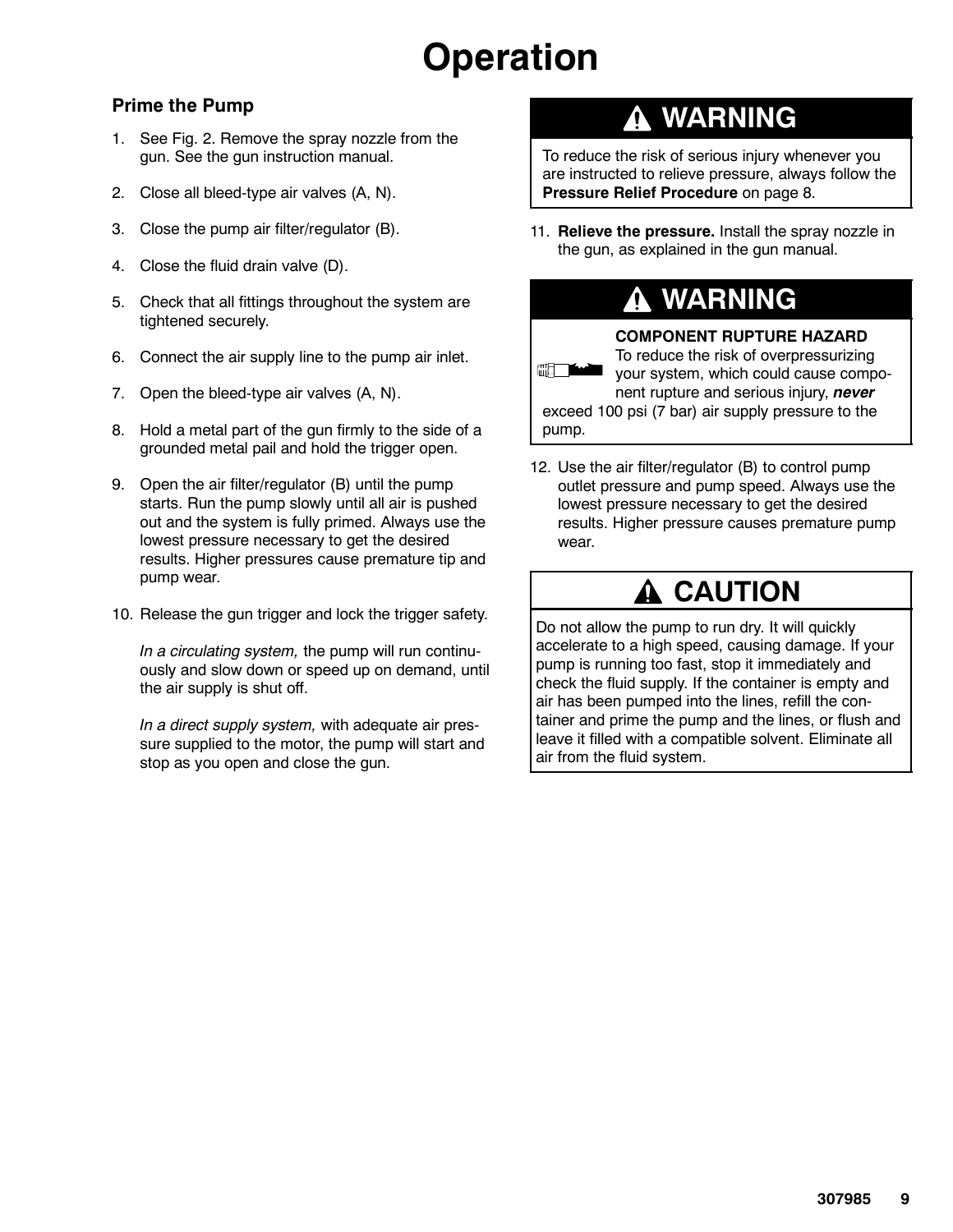# Operation

## Prime the Pump

1. See Fig. 2. Remove the spray nozzle from the gun. See the gun instruction manual.
2. Close all bleed-type air valves (A, N).
3. Close the pump air filter/regulator (B).
4. Close the fluid drain valve (D).
5. Check that all fittings throughout the system are tightened securely.
6. Connect the air supply line to the pump air inlet.
7. Open the bleed-type air valves (A, N).
8. Hold a metal part of the gun firmly to the side of a grounded metal pail and hold the trigger open.
9. Open the air filter/regulator (B) until the pump starts. Run the pump slowly until all air is pushed out and the system is fully primed. Always use the lowest pressure necessary to get the desired results. Higher pressures cause premature tip and pump wear.
10. Release the gun trigger and lock the trigger safety.

    *In a circulating system,* the pump will run continuously and slow down or speed up on demand, until the air supply is shut off.

    *In a direct supply system,* with adequate air pressure supplied to the motor, the pump will start and stop as you open and close the gun.

### WARNING

To reduce the risk of serious injury whenever you are instructed to relieve pressure, always follow the **Pressure Relief Procedure** on page 8.

11. **Relieve the pressure.** Install the spray nozzle in the gun, as explained in the gun manual.

### WARNING

**COMPONENT RUPTURE HAZARD**
To reduce the risk of overpressurizing your system, which could cause component rupture and serious injury, ***never*** exceed 100 psi (7 bar) air supply pressure to the pump.

12. Use the air filter/regulator (B) to control pump outlet pressure and pump speed. Always use the lowest pressure necessary to get the desired results. Higher pressure causes premature pump wear.

### CAUTION

Do not allow the pump to run dry. It will quickly accelerate to a high speed, causing damage. If your pump is running too fast, stop it immediately and check the fluid supply. If the container is empty and air has been pumped into the lines, refill the container and prime the pump and the lines, or flush and leave it filled with a compatible solvent. Eliminate all air from the fluid system.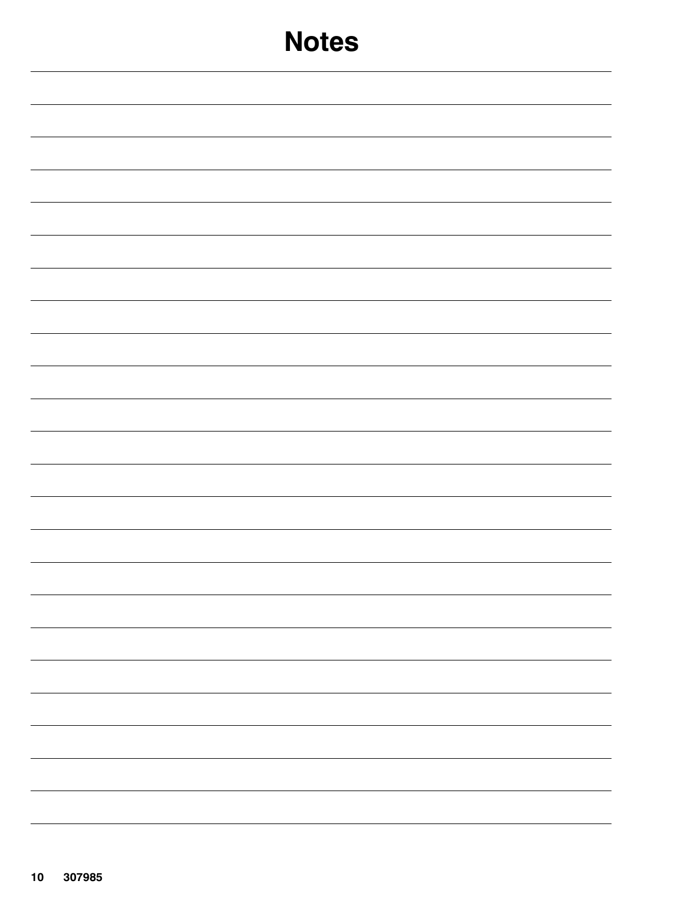# Notes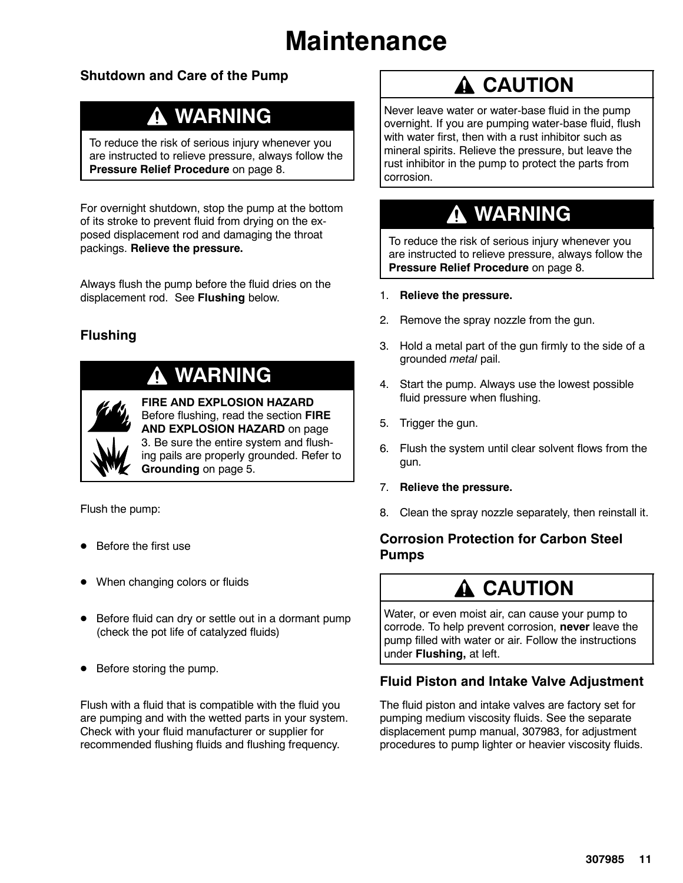# Maintenance

## Shutdown and Care of the Pump

**⚠ WARNING**

To reduce the risk of serious injury whenever you are instructed to relieve pressure, always follow the **Pressure Relief Procedure** on page 8.

For overnight shutdown, stop the pump at the bottom of its stroke to prevent fluid from drying on the exposed displacement rod and damaging the throat packings. **Relieve the pressure.**

Always flush the pump before the fluid dries on the displacement rod. See **Flushing** below.

## Flushing

**⚠ WARNING**

**FIRE AND EXPLOSION HAZARD**
Before flushing, read the section **FIRE AND EXPLOSION HAZARD** on page 3. Be sure the entire system and flushing pails are properly grounded. Refer to **Grounding** on page 5.

Flush the pump:

- Before the first use
- When changing colors or fluids
- Before fluid can dry or settle out in a dormant pump (check the pot life of catalyzed fluids)
- Before storing the pump.

Flush with a fluid that is compatible with the fluid you are pumping and with the wetted parts in your system. Check with your fluid manufacturer or supplier for recommended flushing fluids and flushing frequency.

**⚠ CAUTION**

Never leave water or water-base fluid in the pump overnight. If you are pumping water-base fluid, flush with water first, then with a rust inhibitor such as mineral spirits. Relieve the pressure, but leave the rust inhibitor in the pump to protect the parts from corrosion.

**⚠ WARNING**

To reduce the risk of serious injury whenever you are instructed to relieve pressure, always follow the **Pressure Relief Procedure** on page 8.

1. **Relieve the pressure.**
2. Remove the spray nozzle from the gun.
3. Hold a metal part of the gun firmly to the side of a grounded *metal* pail.
4. Start the pump. Always use the lowest possible fluid pressure when flushing.
5. Trigger the gun.
6. Flush the system until clear solvent flows from the gun.
7. **Relieve the pressure.**
8. Clean the spray nozzle separately, then reinstall it.

## Corrosion Protection for Carbon Steel Pumps

**⚠ CAUTION**

Water, or even moist air, can cause your pump to corrode. To help prevent corrosion, **never** leave the pump filled with water or air. Follow the instructions under **Flushing,** at left.

## Fluid Piston and Intake Valve Adjustment

The fluid piston and intake valves are factory set for pumping medium viscosity fluids. See the separate displacement pump manual, 307983, for adjustment procedures to pump lighter or heavier viscosity fluids.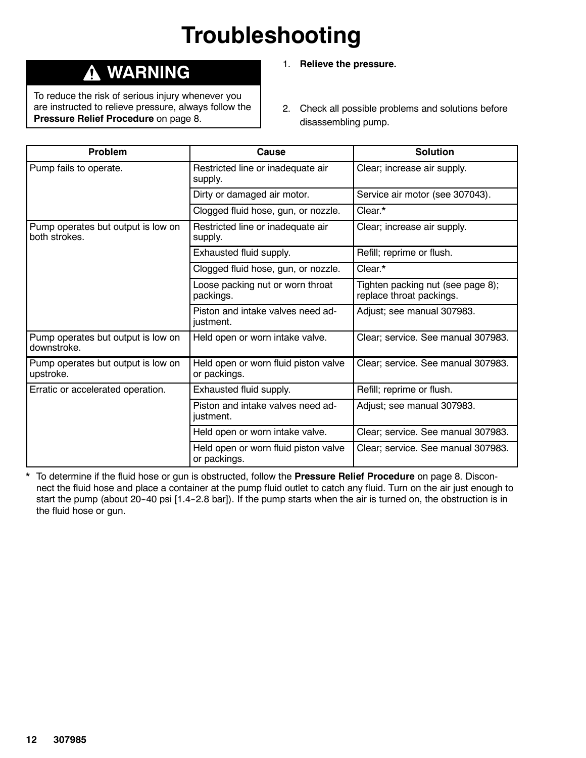# Troubleshooting

> **⚠ WARNING**
>
> To reduce the risk of serious injury whenever you are instructed to relieve pressure, always follow the **Pressure Relief Procedure** on page 8.

1. **Relieve the pressure.**
2. Check all possible problems and solutions before disassembling pump.

| Problem | Cause | Solution |
|---|---|---|
| Pump fails to operate. | Restricted line or inadequate air supply. | Clear; increase air supply. |
| | Dirty or damaged air motor. | Service air motor (see 307043). |
| | Clogged fluid hose, gun, or nozzle. | Clear.* |
| Pump operates but output is low on both strokes. | Restricted line or inadequate air supply. | Clear; increase air supply. |
| | Exhausted fluid supply. | Refill; reprime or flush. |
| | Clogged fluid hose, gun, or nozzle. | Clear.* |
| | Loose packing nut or worn throat packings. | Tighten packing nut (see page 8); replace throat packings. |
| | Piston and intake valves need adjustment. | Adjust; see manual 307983. |
| Pump operates but output is low on downstroke. | Held open or worn intake valve. | Clear; service. See manual 307983. |
| Pump operates but output is low on upstroke. | Held open or worn fluid piston valve or packings. | Clear; service. See manual 307983. |
| Erratic or accelerated operation. | Exhausted fluid supply. | Refill; reprime or flush. |
| | Piston and intake valves need adjustment. | Adjust; see manual 307983. |
| | Held open or worn intake valve. | Clear; service. See manual 307983. |
| | Held open or worn fluid piston valve or packings. | Clear; service. See manual 307983. |

\* To determine if the fluid hose or gun is obstructed, follow the **Pressure Relief Procedure** on page 8. Disconnect the fluid hose and place a container at the pump fluid outlet to catch any fluid. Turn on the air just enough to start the pump (about 20–40 psi [1.4–2.8 bar]). If the pump starts when the air is turned on, the obstruction is in the fluid hose or gun.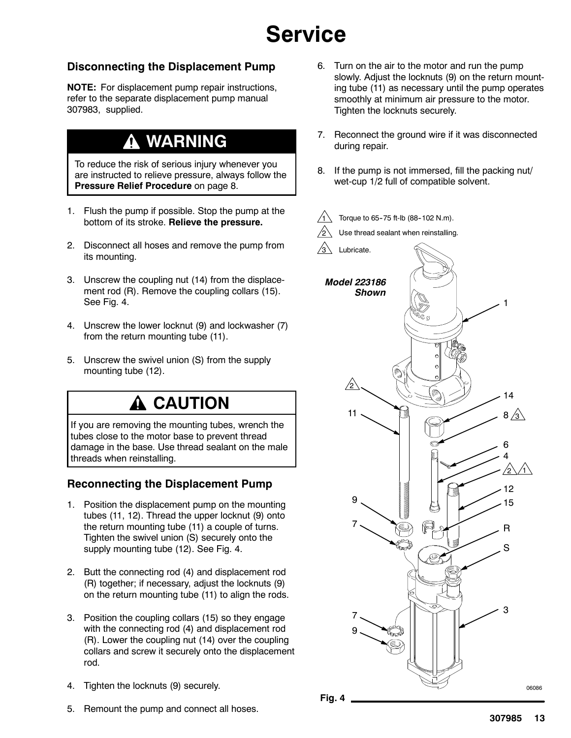# Service

## Disconnecting the Displacement Pump

**NOTE:** For displacement pump repair instructions, refer to the separate displacement pump manual 307983, supplied.

### ⚠ WARNING

To reduce the risk of serious injury whenever you are instructed to relieve pressure, always follow the **Pressure Relief Procedure** on page 8.

1. Flush the pump if possible. Stop the pump at the bottom of its stroke. **Relieve the pressure.**
2. Disconnect all hoses and remove the pump from its mounting.
3. Unscrew the coupling nut (14) from the displacement rod (R). Remove the coupling collars (15). See Fig. 4.
4. Unscrew the lower locknut (9) and lockwasher (7) from the return mounting tube (11).
5. Unscrew the swivel union (S) from the supply mounting tube (12).

### ⚠ CAUTION

If you are removing the mounting tubes, wrench the tubes close to the motor base to prevent thread damage in the base. Use thread sealant on the male threads when reinstalling.

## Reconnecting the Displacement Pump

1. Position the displacement pump on the mounting tubes (11, 12). Thread the upper locknut (9) onto the return mounting tube (11) a couple of turns. Tighten the swivel union (S) securely onto the supply mounting tube (12). See Fig. 4.
2. Butt the connecting rod (4) and displacement rod (R) together; if necessary, adjust the locknuts (9) on the return mounting tube (11) to align the rods.
3. Position the coupling collars (15) so they engage with the connecting rod (4) and displacement rod (R). Lower the coupling nut (14) over the coupling collars and screw it securely onto the displacement rod.
4. Tighten the locknuts (9) securely.
5. Remount the pump and connect all hoses.
6. Turn on the air to the motor and run the pump slowly. Adjust the locknuts (9) on the return mounting tube (11) as necessary until the pump operates smoothly at minimum air pressure to the motor. Tighten the locknuts securely.
7. Reconnect the ground wire if it was disconnected during repair.
8. If the pump is not immersed, fill the packing nut/wet-cup 1/2 full of compatible solvent.

1. Torque to 65-75 ft-lb (88-102 N.m).
2. Use thread sealant when reinstalling.
3. Lubricate.

*Model 223186 Shown*

Fig. 4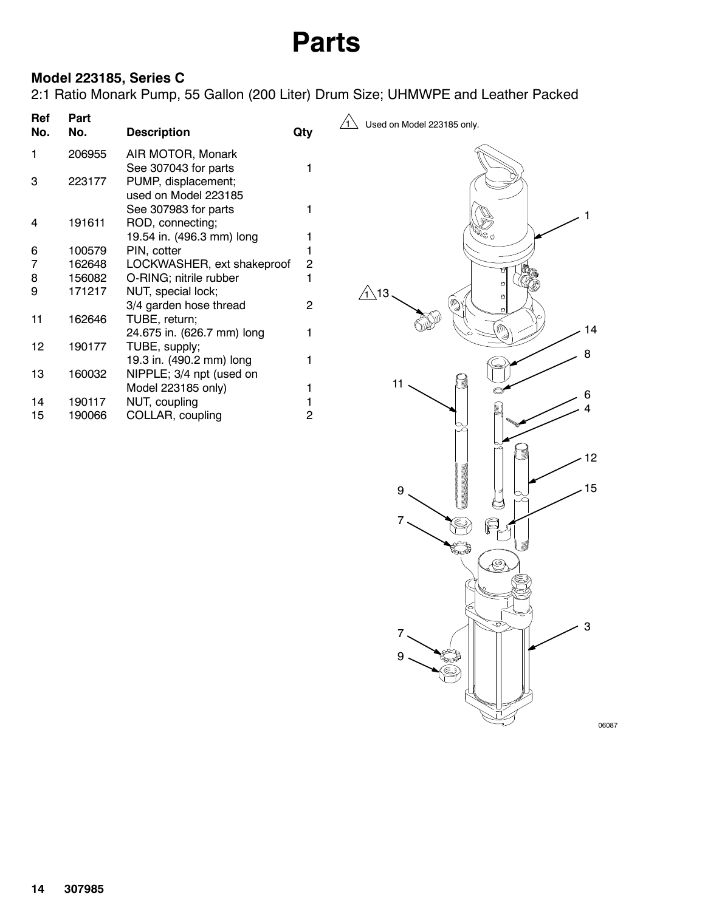# Parts

### Model 223185, Series C

2:1 Ratio Monark Pump, 55 Gallon (200 Liter) Drum Size; UHMWPE and Leather Packed

| Ref No. | Part No. | Description | Qty |
|---|---|---|---|
| 1 | 206955 | AIR MOTOR, Monark<br>See 307043 for parts | 1 |
| 3 | 223177 | PUMP, displacement;<br>used on Model 223185<br>See 307983 for parts | 1 |
| 4 | 191611 | ROD, connecting;<br>19.54 in. (496.3 mm) long | 1 |
| 6 | 100579 | PIN, cotter | 1 |
| 7 | 162648 | LOCKWASHER, ext shakeproof | 2 |
| 8 | 156082 | O-RING; nitrile rubber | 1 |
| 9 | 171217 | NUT, special lock;<br>3/4 garden hose thread | 2 |
| 11 | 162646 | TUBE, return;<br>24.675 in. (626.7 mm) long | 1 |
| 12 | 190177 | TUBE, supply;<br>19.3 in. (490.2 mm) long | 1 |
| 13 | 160032 | NIPPLE; 3/4 npt (used on<br>Model 223185 only) | 1 |
| 14 | 190117 | NUT, coupling | 1 |
| 15 | 190066 | COLLAR, coupling | 2 |

1 Used on Model 223185 only.

06087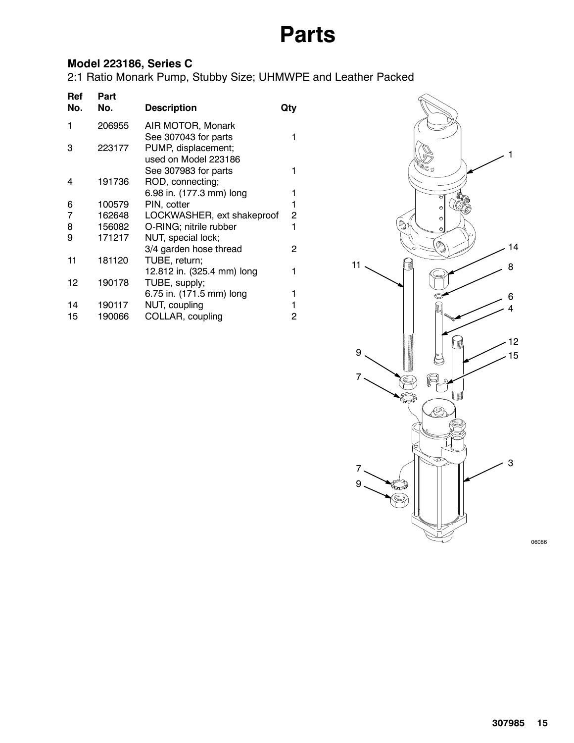# Parts

### Model 223186, Series C

2:1 Ratio Monark Pump, Stubby Size; UHMWPE and Leather Packed

| Ref No. | Part No. | Description | Qty |
|---|---|---|---|
| 1 | 206955 | AIR MOTOR, Monark<br>See 307043 for parts | 1 |
| 3 | 223177 | PUMP, displacement;<br>used on Model 223186<br>See 307983 for parts | 1 |
| 4 | 191736 | ROD, connecting;<br>6.98 in. (177.3 mm) long | 1 |
| 6 | 100579 | PIN, cotter | 1 |
| 7 | 162648 | LOCKWASHER, ext shakeproof | 2 |
| 8 | 156082 | O-RING; nitrile rubber | 1 |
| 9 | 171217 | NUT, special lock;<br>3/4 garden hose thread | 2 |
| 11 | 181120 | TUBE, return;<br>12.812 in. (325.4 mm) long | 1 |
| 12 | 190178 | TUBE, supply;<br>6.75 in. (171.5 mm) long | 1 |
| 14 | 190117 | NUT, coupling | 1 |
| 15 | 190066 | COLLAR, coupling | 2 |

06086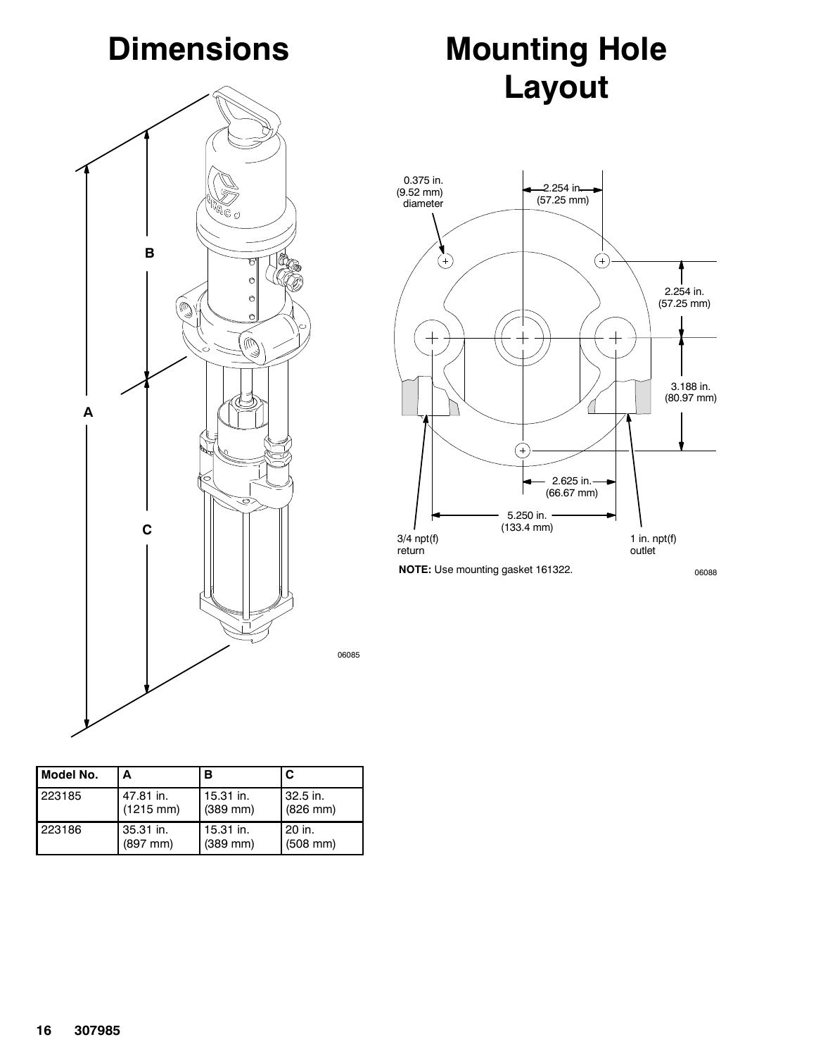# Dimensions

06085

| Model No. | A | B | C |
| --- | --- | --- | --- |
| 223185 | 47.81 in. (1215 mm) | 15.31 in. (389 mm) | 32.5 in. (826 mm) |
| 223186 | 35.31 in. (897 mm) | 15.31 in. (389 mm) | 20 in. (508 mm) |

# Mounting Hole Layout

0.375 in. (9.52 mm) diameter

2.254 in. (57.25 mm)

2.254 in. (57.25 mm)

3.188 in. (80.97 mm)

2.625 in. (66.67 mm)

5.250 in. (133.4 mm)

3/4 npt(f) return

1 in. npt(f) outlet

**NOTE:** Use mounting gasket 161322.

06088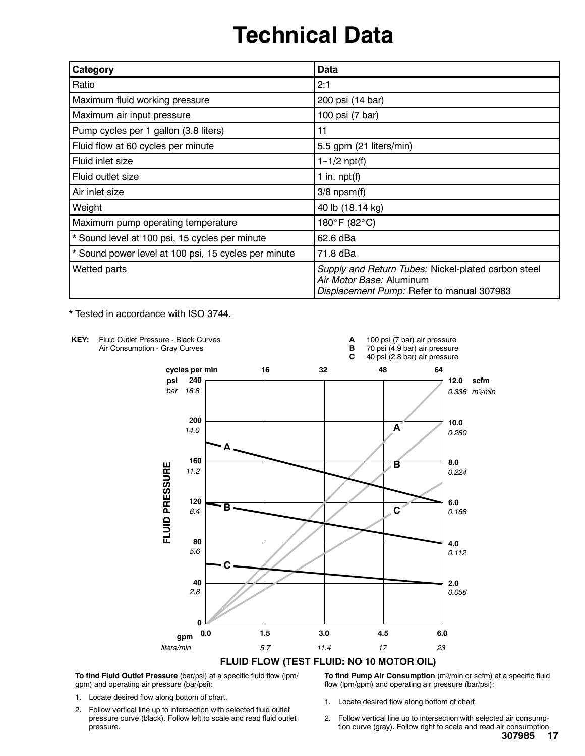# Technical Data

| Category | Data |
|---|---|
| Ratio | 2:1 |
| Maximum fluid working pressure | 200 psi (14 bar) |
| Maximum air input pressure | 100 psi (7 bar) |
| Pump cycles per 1 gallon (3.8 liters) | 11 |
| Fluid flow at 60 cycles per minute | 5.5 gpm (21 liters/min) |
| Fluid inlet size | 1-1/2 npt(f) |
| Fluid outlet size | 1 in. npt(f) |
| Air inlet size | 3/8 npsm(f) |
| Weight | 40 lb (18.14 kg) |
| Maximum pump operating temperature | 180°F (82°C) |
| * Sound level at 100 psi, 15 cycles per minute | 62.6 dBa |
| * Sound power level at 100 psi, 15 cycles per minute | 71.8 dBa |
| Wetted parts | *Supply and Return Tubes:* Nickel-plated carbon steel<br>*Air Motor Base:* Aluminum<br>*Displacement Pump:* Refer to manual 307983 |

* Tested in accordance with ISO 3744.

**KEY:** Fluid Outlet Pressure - Black Curves
Air Consumption - Gray Curves

**A** 100 psi (7 bar) air pressure
**B** 70 psi (4.9 bar) air pressure
**C** 40 psi (2.8 bar) air pressure

FLUID FLOW (TEST FLUID: NO 10 MOTOR OIL)

**To find Fluid Outlet Pressure** (bar/psi) at a specific fluid flow (lpm/gpm) and operating air pressure (bar/psi):

1. Locate desired flow along bottom of chart.
2. Follow vertical line up to intersection with selected fluid outlet pressure curve (black). Follow left to scale and read fluid outlet pressure.

**To find Pump Air Consumption** ($m^3$/min or scfm) at a specific fluid flow (lpm/gpm) and operating air pressure (bar/psi):

1. Locate desired flow along bottom of chart.
2. Follow vertical line up to intersection with selected air consumption curve (gray). Follow right to scale and read air consumption.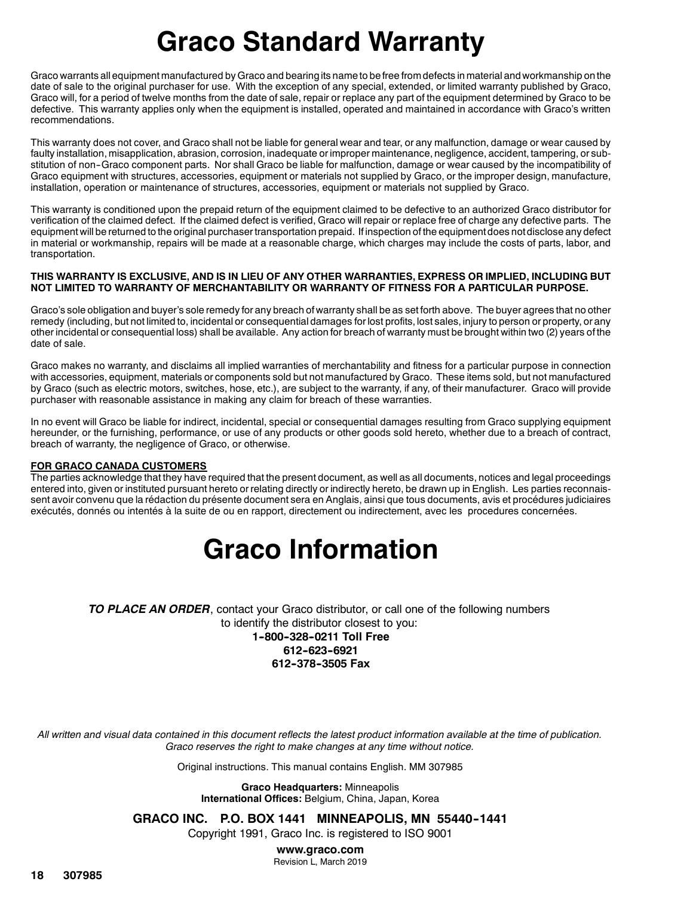# Graco Standard Warranty

Graco warrants all equipment manufactured by Graco and bearing its name to be free from defects in material and workmanship on the date of sale to the original purchaser for use. With the exception of any special, extended, or limited warranty published by Graco, Graco will, for a period of twelve months from the date of sale, repair or replace any part of the equipment determined by Graco to be defective. This warranty applies only when the equipment is installed, operated and maintained in accordance with Graco's written recommendations.

This warranty does not cover, and Graco shall not be liable for general wear and tear, or any malfunction, damage or wear caused by faulty installation, misapplication, abrasion, corrosion, inadequate or improper maintenance, negligence, accident, tampering, or substitution of non-Graco component parts. Nor shall Graco be liable for malfunction, damage or wear caused by the incompatibility of Graco equipment with structures, accessories, equipment or materials not supplied by Graco, or the improper design, manufacture, installation, operation or maintenance of structures, accessories, equipment or materials not supplied by Graco.

This warranty is conditioned upon the prepaid return of the equipment claimed to be defective to an authorized Graco distributor for verification of the claimed defect. If the claimed defect is verified, Graco will repair or replace free of charge any defective parts. The equipment will be returned to the original purchaser transportation prepaid. If inspection of the equipment does not disclose any defect in material or workmanship, repairs will be made at a reasonable charge, which charges may include the costs of parts, labor, and transportation.

**THIS WARRANTY IS EXCLUSIVE, AND IS IN LIEU OF ANY OTHER WARRANTIES, EXPRESS OR IMPLIED, INCLUDING BUT NOT LIMITED TO WARRANTY OF MERCHANTABILITY OR WARRANTY OF FITNESS FOR A PARTICULAR PURPOSE.**

Graco's sole obligation and buyer's sole remedy for any breach of warranty shall be as set forth above. The buyer agrees that no other remedy (including, but not limited to, incidental or consequential damages for lost profits, lost sales, injury to person or property, or any other incidental or consequential loss) shall be available. Any action for breach of warranty must be brought within two (2) years of the date of sale.

Graco makes no warranty, and disclaims all implied warranties of merchantability and fitness for a particular purpose in connection with accessories, equipment, materials or components sold but not manufactured by Graco. These items sold, but not manufactured by Graco (such as electric motors, switches, hose, etc.), are subject to the warranty, if any, of their manufacturer. Graco will provide purchaser with reasonable assistance in making any claim for breach of these warranties.

In no event will Graco be liable for indirect, incidental, special or consequential damages resulting from Graco supplying equipment hereunder, or the furnishing, performance, or use of any products or other goods sold hereto, whether due to a breach of contract, breach of warranty, the negligence of Graco, or otherwise.

**FOR GRACO CANADA CUSTOMERS**

The parties acknowledge that they have required that the present document, as well as all documents, notices and legal proceedings entered into, given or instituted pursuant hereto or relating directly or indirectly hereto, be drawn up in English. Les parties reconnaissent avoir convenu que la rédaction du présente document sera en Anglais, ainsi que tous documents, avis et procédures judiciaires exécutés, donnés ou intentés à la suite de ou en rapport, directement ou indirectement, avec les procedures concernées.

# Graco Information

***TO PLACE AN ORDER***, contact your Graco distributor, or call one of the following numbers to identify the distributor closest to you:

**1-800-328-0211 Toll Free**
**612-623-6921**
**612-378-3505 Fax**

*All written and visual data contained in this document reflects the latest product information available at the time of publication. Graco reserves the right to make changes at any time without notice.*

Original instructions. This manual contains English. MM 307985

**Graco Headquarters:** Minneapolis
**International Offices:** Belgium, China, Japan, Korea

**GRACO INC. P.O. BOX 1441 MINNEAPOLIS, MN 55440-1441**
Copyright 1991, Graco Inc. is registered to ISO 9001

**www.graco.com**
Revision L, March 2019